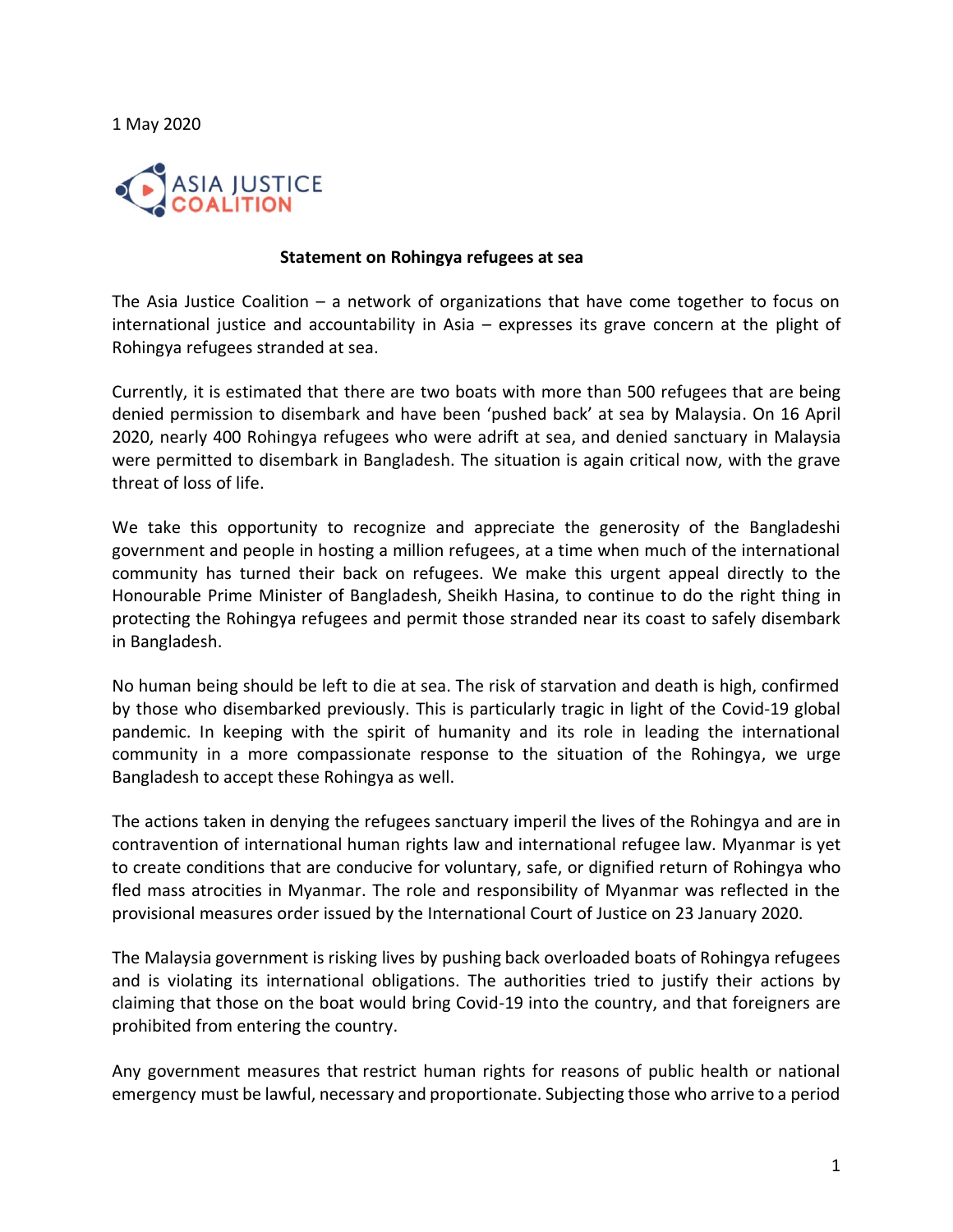1 May 2020

ASIA JUSTICE COALITION

**Statement on Rohingya refugees at sea**

The Asia Justice Coalition – a network of organizations that have come together to focus on international justice and accountability in Asia – expresses its grave concern at the plight of Rohingya refugees stranded at sea.

Currently, it is estimated that there are two boats with more than 500 refugees that are being denied permission to disembark and have been 'pushed back' at sea by Malaysia. On 16 April 2020, nearly 400 Rohingya refugees who were adrift at sea, and denied sanctuary in Malaysia were permitted to disembark in Bangladesh. The situation is again critical now, with the grave threat of loss of life.

We take this opportunity to recognize and appreciate the generosity of the Bangladeshi government and people in hosting a million refugees, at a time when much of the international community has turned their back on refugees. We make this urgent appeal directly to the Honourable Prime Minister of Bangladesh, Sheikh Hasina, to continue to do the right thing in protecting the Rohingya refugees and permit those stranded near its coast to safely disembark in Bangladesh.

No human being should be left to die at sea. The risk of starvation and death is high, confirmed by those who disembarked previously. This is particularly tragic in light of the Covid-19 global pandemic. In keeping with the spirit of humanity and its role in leading the international community in a more compassionate response to the situation of the Rohingya, we urge Bangladesh to accept these Rohingya as well.

The actions taken in denying the refugees sanctuary imperil the lives of the Rohingya and are in contravention of international human rights law and international refugee law. Myanmar is yet to create conditions that are conducive for voluntary, safe, or dignified return of Rohingya who fled mass atrocities in Myanmar. The role and responsibility of Myanmar was reflected in the provisional measures order issued by the International Court of Justice on 23 January 2020.

The Malaysia government is risking lives by pushing back overloaded boats of Rohingya refugees and is violating its international obligations. The authorities tried to justify their actions by claiming that those on the boat would bring Covid-19 into the country, and that foreigners are prohibited from entering the country.

Any government measures that restrict human rights for reasons of public health or national emergency must be lawful, necessary and proportionate. Subjecting those who arrive to a period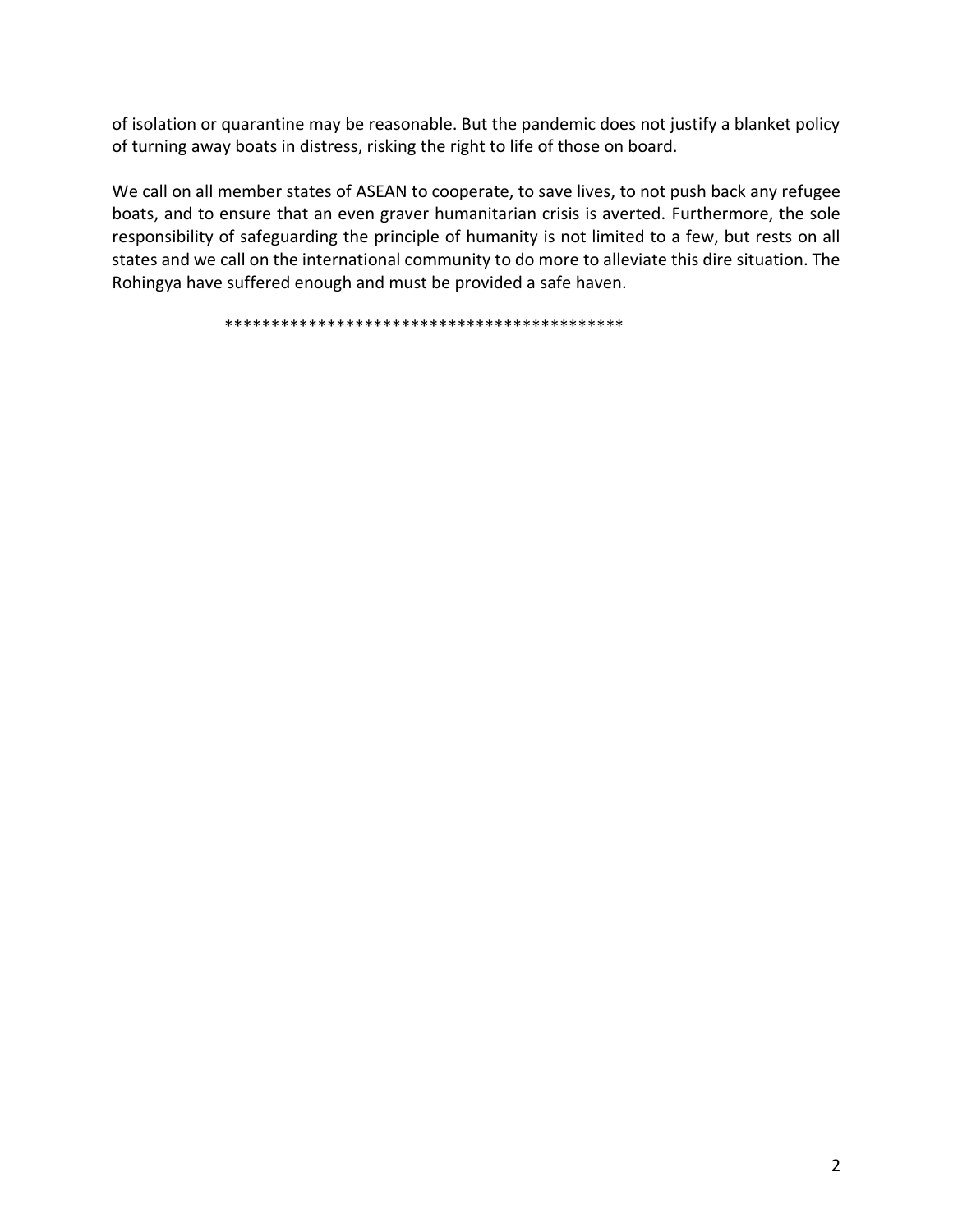of isolation or quarantine may be reasonable. But the pandemic does not justify a blanket policy of turning away boats in distress, risking the right to life of those on board.

We call on all member states of ASEAN to cooperate, to save lives, to not push back any refugee boats, and to ensure that an even graver humanitarian crisis is averted. Furthermore, the sole responsibility of safeguarding the principle of humanity is not limited to a few, but rests on all states and we call on the international community to do more to alleviate this dire situation. The Rohingya have suffered enough and must be provided a safe haven.

*******************************************